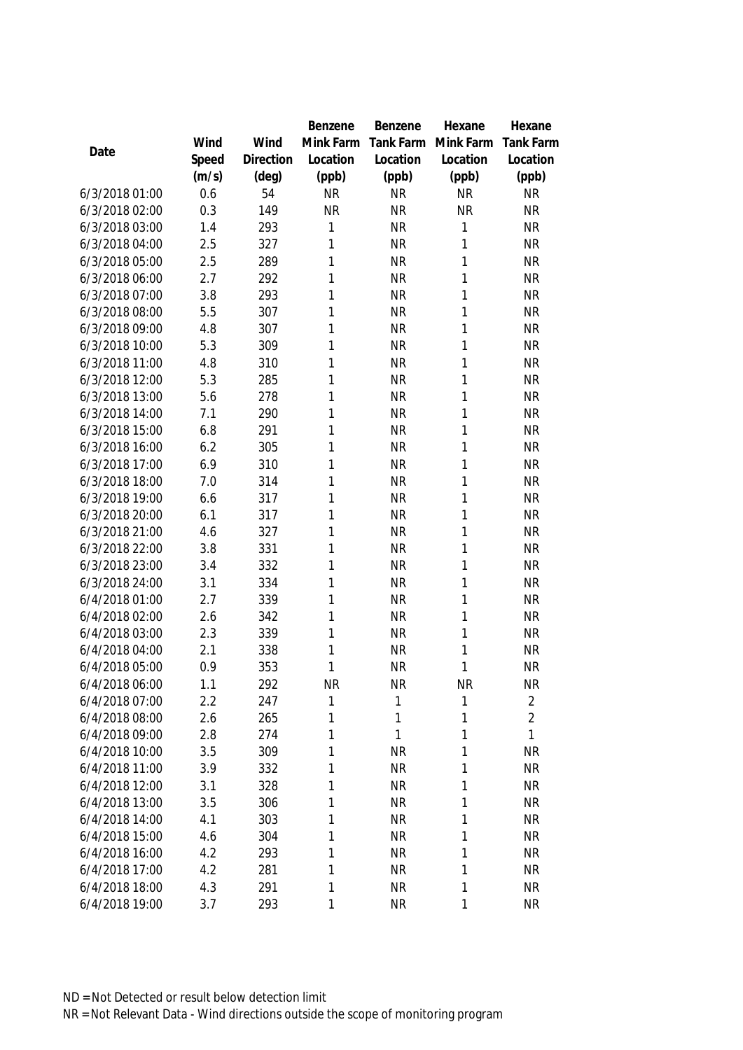| Date | Wind Speed (m/s) | Wind Direction (deg) | Benzene Mink Farm Location (ppb) | Benzene Tank Farm Location (ppb) | Hexane Mink Farm Location (ppb) | Hexane Tank Farm Location (ppb) |
|---|---|---|---|---|---|---|
| 6/3/2018 01:00 | 0.6 | 54 | NR | NR | NR | NR |
| 6/3/2018 02:00 | 0.3 | 149 | NR | NR | NR | NR |
| 6/3/2018 03:00 | 1.4 | 293 | 1 | NR | 1 | NR |
| 6/3/2018 04:00 | 2.5 | 327 | 1 | NR | 1 | NR |
| 6/3/2018 05:00 | 2.5 | 289 | 1 | NR | 1 | NR |
| 6/3/2018 06:00 | 2.7 | 292 | 1 | NR | 1 | NR |
| 6/3/2018 07:00 | 3.8 | 293 | 1 | NR | 1 | NR |
| 6/3/2018 08:00 | 5.5 | 307 | 1 | NR | 1 | NR |
| 6/3/2018 09:00 | 4.8 | 307 | 1 | NR | 1 | NR |
| 6/3/2018 10:00 | 5.3 | 309 | 1 | NR | 1 | NR |
| 6/3/2018 11:00 | 4.8 | 310 | 1 | NR | 1 | NR |
| 6/3/2018 12:00 | 5.3 | 285 | 1 | NR | 1 | NR |
| 6/3/2018 13:00 | 5.6 | 278 | 1 | NR | 1 | NR |
| 6/3/2018 14:00 | 7.1 | 290 | 1 | NR | 1 | NR |
| 6/3/2018 15:00 | 6.8 | 291 | 1 | NR | 1 | NR |
| 6/3/2018 16:00 | 6.2 | 305 | 1 | NR | 1 | NR |
| 6/3/2018 17:00 | 6.9 | 310 | 1 | NR | 1 | NR |
| 6/3/2018 18:00 | 7.0 | 314 | 1 | NR | 1 | NR |
| 6/3/2018 19:00 | 6.6 | 317 | 1 | NR | 1 | NR |
| 6/3/2018 20:00 | 6.1 | 317 | 1 | NR | 1 | NR |
| 6/3/2018 21:00 | 4.6 | 327 | 1 | NR | 1 | NR |
| 6/3/2018 22:00 | 3.8 | 331 | 1 | NR | 1 | NR |
| 6/3/2018 23:00 | 3.4 | 332 | 1 | NR | 1 | NR |
| 6/3/2018 24:00 | 3.1 | 334 | 1 | NR | 1 | NR |
| 6/4/2018 01:00 | 2.7 | 339 | 1 | NR | 1 | NR |
| 6/4/2018 02:00 | 2.6 | 342 | 1 | NR | 1 | NR |
| 6/4/2018 03:00 | 2.3 | 339 | 1 | NR | 1 | NR |
| 6/4/2018 04:00 | 2.1 | 338 | 1 | NR | 1 | NR |
| 6/4/2018 05:00 | 0.9 | 353 | 1 | NR | 1 | NR |
| 6/4/2018 06:00 | 1.1 | 292 | NR | NR | NR | NR |
| 6/4/2018 07:00 | 2.2 | 247 | 1 | 1 | 1 | 2 |
| 6/4/2018 08:00 | 2.6 | 265 | 1 | 1 | 1 | 2 |
| 6/4/2018 09:00 | 2.8 | 274 | 1 | 1 | 1 | 1 |
| 6/4/2018 10:00 | 3.5 | 309 | 1 | NR | 1 | NR |
| 6/4/2018 11:00 | 3.9 | 332 | 1 | NR | 1 | NR |
| 6/4/2018 12:00 | 3.1 | 328 | 1 | NR | 1 | NR |
| 6/4/2018 13:00 | 3.5 | 306 | 1 | NR | 1 | NR |
| 6/4/2018 14:00 | 4.1 | 303 | 1 | NR | 1 | NR |
| 6/4/2018 15:00 | 4.6 | 304 | 1 | NR | 1 | NR |
| 6/4/2018 16:00 | 4.2 | 293 | 1 | NR | 1 | NR |
| 6/4/2018 17:00 | 4.2 | 281 | 1 | NR | 1 | NR |
| 6/4/2018 18:00 | 4.3 | 291 | 1 | NR | 1 | NR |
| 6/4/2018 19:00 | 3.7 | 293 | 1 | NR | 1 | NR |

ND = Not Detected or result below detection limit

NR = Not Relevant Data - Wind directions outside the scope of monitoring program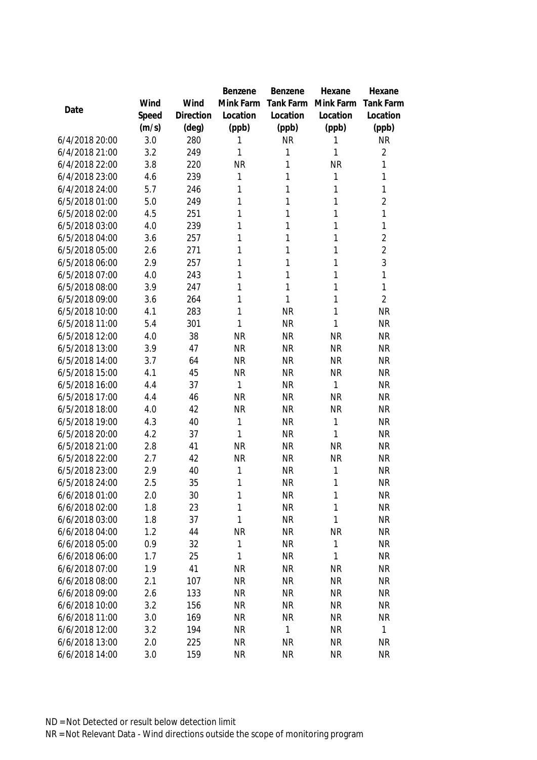| Date | Wind Speed (m/s) | Wind Direction (deg) | Benzene Mink Farm Location (ppb) | Benzene Tank Farm Location (ppb) | Hexane Mink Farm Location (ppb) | Hexane Tank Farm Location (ppb) |
|---|---|---|---|---|---|---|
| 6/4/2018 20:00 | 3.0 | 280 | 1 | NR | 1 | NR |
| 6/4/2018 21:00 | 3.2 | 249 | 1 | 1 | 1 | 2 |
| 6/4/2018 22:00 | 3.8 | 220 | NR | 1 | NR | 1 |
| 6/4/2018 23:00 | 4.6 | 239 | 1 | 1 | 1 | 1 |
| 6/4/2018 24:00 | 5.7 | 246 | 1 | 1 | 1 | 1 |
| 6/5/2018 01:00 | 5.0 | 249 | 1 | 1 | 1 | 2 |
| 6/5/2018 02:00 | 4.5 | 251 | 1 | 1 | 1 | 1 |
| 6/5/2018 03:00 | 4.0 | 239 | 1 | 1 | 1 | 1 |
| 6/5/2018 04:00 | 3.6 | 257 | 1 | 1 | 1 | 2 |
| 6/5/2018 05:00 | 2.6 | 271 | 1 | 1 | 1 | 2 |
| 6/5/2018 06:00 | 2.9 | 257 | 1 | 1 | 1 | 3 |
| 6/5/2018 07:00 | 4.0 | 243 | 1 | 1 | 1 | 1 |
| 6/5/2018 08:00 | 3.9 | 247 | 1 | 1 | 1 | 1 |
| 6/5/2018 09:00 | 3.6 | 264 | 1 | 1 | 1 | 2 |
| 6/5/2018 10:00 | 4.1 | 283 | 1 | NR | 1 | NR |
| 6/5/2018 11:00 | 5.4 | 301 | 1 | NR | 1 | NR |
| 6/5/2018 12:00 | 4.0 | 38 | NR | NR | NR | NR |
| 6/5/2018 13:00 | 3.9 | 47 | NR | NR | NR | NR |
| 6/5/2018 14:00 | 3.7 | 64 | NR | NR | NR | NR |
| 6/5/2018 15:00 | 4.1 | 45 | NR | NR | NR | NR |
| 6/5/2018 16:00 | 4.4 | 37 | 1 | NR | 1 | NR |
| 6/5/2018 17:00 | 4.4 | 46 | NR | NR | NR | NR |
| 6/5/2018 18:00 | 4.0 | 42 | NR | NR | NR | NR |
| 6/5/2018 19:00 | 4.3 | 40 | 1 | NR | 1 | NR |
| 6/5/2018 20:00 | 4.2 | 37 | 1 | NR | 1 | NR |
| 6/5/2018 21:00 | 2.8 | 41 | NR | NR | NR | NR |
| 6/5/2018 22:00 | 2.7 | 42 | NR | NR | NR | NR |
| 6/5/2018 23:00 | 2.9 | 40 | 1 | NR | 1 | NR |
| 6/5/2018 24:00 | 2.5 | 35 | 1 | NR | 1 | NR |
| 6/6/2018 01:00 | 2.0 | 30 | 1 | NR | 1 | NR |
| 6/6/2018 02:00 | 1.8 | 23 | 1 | NR | 1 | NR |
| 6/6/2018 03:00 | 1.8 | 37 | 1 | NR | 1 | NR |
| 6/6/2018 04:00 | 1.2 | 44 | NR | NR | NR | NR |
| 6/6/2018 05:00 | 0.9 | 32 | 1 | NR | 1 | NR |
| 6/6/2018 06:00 | 1.7 | 25 | 1 | NR | 1 | NR |
| 6/6/2018 07:00 | 1.9 | 41 | NR | NR | NR | NR |
| 6/6/2018 08:00 | 2.1 | 107 | NR | NR | NR | NR |
| 6/6/2018 09:00 | 2.6 | 133 | NR | NR | NR | NR |
| 6/6/2018 10:00 | 3.2 | 156 | NR | NR | NR | NR |
| 6/6/2018 11:00 | 3.0 | 169 | NR | NR | NR | NR |
| 6/6/2018 12:00 | 3.2 | 194 | NR | 1 | NR | 1 |
| 6/6/2018 13:00 | 2.0 | 225 | NR | NR | NR | NR |
| 6/6/2018 14:00 | 3.0 | 159 | NR | NR | NR | NR |

ND = Not Detected or result below detection limit

NR = Not Relevant Data - Wind directions outside the scope of monitoring program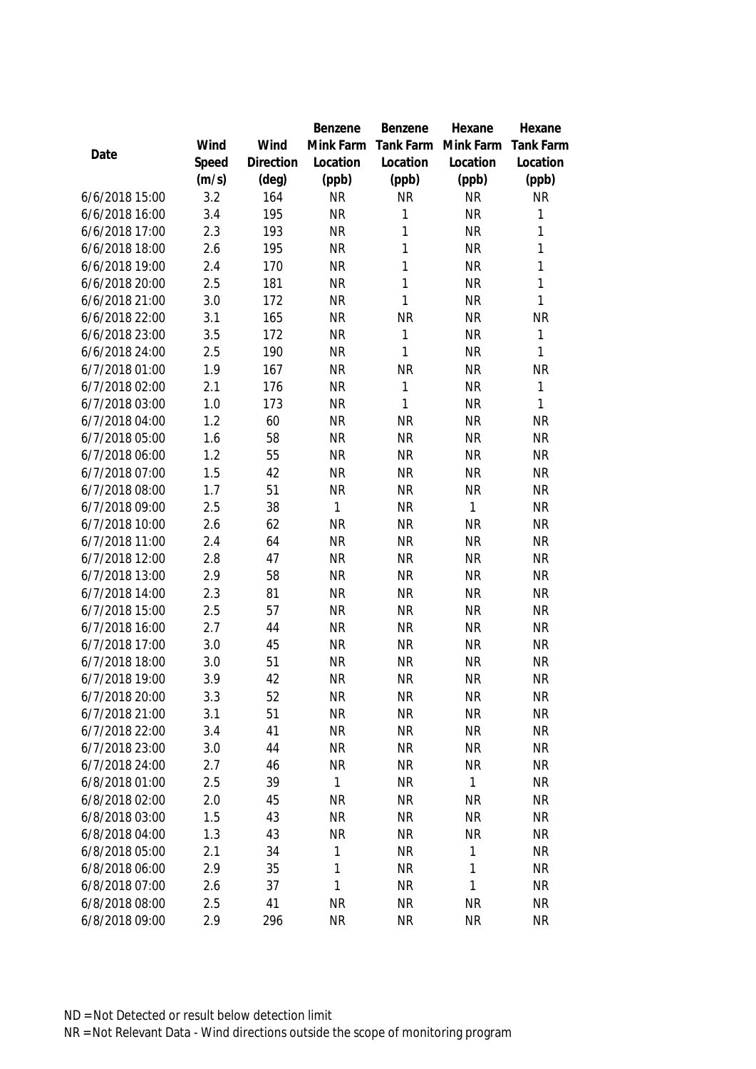| Date | Wind Speed (m/s) | Wind Direction (deg) | Benzene Mink Farm Location (ppb) | Benzene Tank Farm Location (ppb) | Hexane Mink Farm Location (ppb) | Hexane Tank Farm Location (ppb) |
|---|---|---|---|---|---|---|
| 6/6/2018 15:00 | 3.2 | 164 | NR | NR | NR | NR |
| 6/6/2018 16:00 | 3.4 | 195 | NR | 1 | NR | 1 |
| 6/6/2018 17:00 | 2.3 | 193 | NR | 1 | NR | 1 |
| 6/6/2018 18:00 | 2.6 | 195 | NR | 1 | NR | 1 |
| 6/6/2018 19:00 | 2.4 | 170 | NR | 1 | NR | 1 |
| 6/6/2018 20:00 | 2.5 | 181 | NR | 1 | NR | 1 |
| 6/6/2018 21:00 | 3.0 | 172 | NR | 1 | NR | 1 |
| 6/6/2018 22:00 | 3.1 | 165 | NR | NR | NR | NR |
| 6/6/2018 23:00 | 3.5 | 172 | NR | 1 | NR | 1 |
| 6/6/2018 24:00 | 2.5 | 190 | NR | 1 | NR | 1 |
| 6/7/2018 01:00 | 1.9 | 167 | NR | NR | NR | NR |
| 6/7/2018 02:00 | 2.1 | 176 | NR | 1 | NR | 1 |
| 6/7/2018 03:00 | 1.0 | 173 | NR | 1 | NR | 1 |
| 6/7/2018 04:00 | 1.2 | 60 | NR | NR | NR | NR |
| 6/7/2018 05:00 | 1.6 | 58 | NR | NR | NR | NR |
| 6/7/2018 06:00 | 1.2 | 55 | NR | NR | NR | NR |
| 6/7/2018 07:00 | 1.5 | 42 | NR | NR | NR | NR |
| 6/7/2018 08:00 | 1.7 | 51 | NR | NR | NR | NR |
| 6/7/2018 09:00 | 2.5 | 38 | 1 | NR | 1 | NR |
| 6/7/2018 10:00 | 2.6 | 62 | NR | NR | NR | NR |
| 6/7/2018 11:00 | 2.4 | 64 | NR | NR | NR | NR |
| 6/7/2018 12:00 | 2.8 | 47 | NR | NR | NR | NR |
| 6/7/2018 13:00 | 2.9 | 58 | NR | NR | NR | NR |
| 6/7/2018 14:00 | 2.3 | 81 | NR | NR | NR | NR |
| 6/7/2018 15:00 | 2.5 | 57 | NR | NR | NR | NR |
| 6/7/2018 16:00 | 2.7 | 44 | NR | NR | NR | NR |
| 6/7/2018 17:00 | 3.0 | 45 | NR | NR | NR | NR |
| 6/7/2018 18:00 | 3.0 | 51 | NR | NR | NR | NR |
| 6/7/2018 19:00 | 3.9 | 42 | NR | NR | NR | NR |
| 6/7/2018 20:00 | 3.3 | 52 | NR | NR | NR | NR |
| 6/7/2018 21:00 | 3.1 | 51 | NR | NR | NR | NR |
| 6/7/2018 22:00 | 3.4 | 41 | NR | NR | NR | NR |
| 6/7/2018 23:00 | 3.0 | 44 | NR | NR | NR | NR |
| 6/7/2018 24:00 | 2.7 | 46 | NR | NR | NR | NR |
| 6/8/2018 01:00 | 2.5 | 39 | 1 | NR | 1 | NR |
| 6/8/2018 02:00 | 2.0 | 45 | NR | NR | NR | NR |
| 6/8/2018 03:00 | 1.5 | 43 | NR | NR | NR | NR |
| 6/8/2018 04:00 | 1.3 | 43 | NR | NR | NR | NR |
| 6/8/2018 05:00 | 2.1 | 34 | 1 | NR | 1 | NR |
| 6/8/2018 06:00 | 2.9 | 35 | 1 | NR | 1 | NR |
| 6/8/2018 07:00 | 2.6 | 37 | 1 | NR | 1 | NR |
| 6/8/2018 08:00 | 2.5 | 41 | NR | NR | NR | NR |
| 6/8/2018 09:00 | 2.9 | 296 | NR | NR | NR | NR |

ND = Not Detected or result below detection limit

NR = Not Relevant Data - Wind directions outside the scope of monitoring program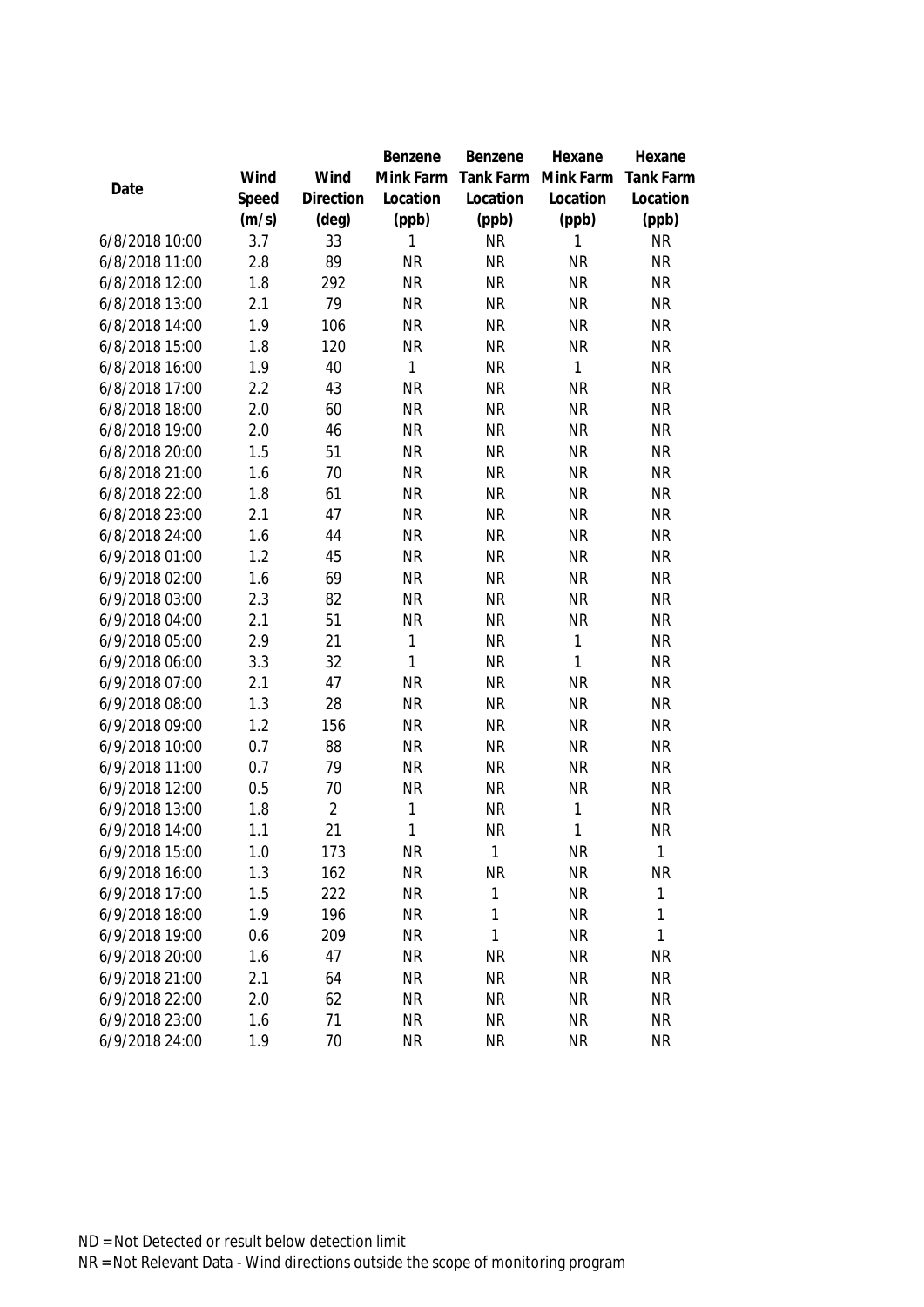| Date | Wind Speed (m/s) | Wind Direction (deg) | Benzene Mink Farm Location (ppb) | Benzene Tank Farm Location (ppb) | Hexane Mink Farm Location (ppb) | Hexane Tank Farm Location (ppb) |
|---|---|---|---|---|---|---|
| 6/8/2018 10:00 | 3.7 | 33 | 1 | NR | 1 | NR |
| 6/8/2018 11:00 | 2.8 | 89 | NR | NR | NR | NR |
| 6/8/2018 12:00 | 1.8 | 292 | NR | NR | NR | NR |
| 6/8/2018 13:00 | 2.1 | 79 | NR | NR | NR | NR |
| 6/8/2018 14:00 | 1.9 | 106 | NR | NR | NR | NR |
| 6/8/2018 15:00 | 1.8 | 120 | NR | NR | NR | NR |
| 6/8/2018 16:00 | 1.9 | 40 | 1 | NR | 1 | NR |
| 6/8/2018 17:00 | 2.2 | 43 | NR | NR | NR | NR |
| 6/8/2018 18:00 | 2.0 | 60 | NR | NR | NR | NR |
| 6/8/2018 19:00 | 2.0 | 46 | NR | NR | NR | NR |
| 6/8/2018 20:00 | 1.5 | 51 | NR | NR | NR | NR |
| 6/8/2018 21:00 | 1.6 | 70 | NR | NR | NR | NR |
| 6/8/2018 22:00 | 1.8 | 61 | NR | NR | NR | NR |
| 6/8/2018 23:00 | 2.1 | 47 | NR | NR | NR | NR |
| 6/8/2018 24:00 | 1.6 | 44 | NR | NR | NR | NR |
| 6/9/2018 01:00 | 1.2 | 45 | NR | NR | NR | NR |
| 6/9/2018 02:00 | 1.6 | 69 | NR | NR | NR | NR |
| 6/9/2018 03:00 | 2.3 | 82 | NR | NR | NR | NR |
| 6/9/2018 04:00 | 2.1 | 51 | NR | NR | NR | NR |
| 6/9/2018 05:00 | 2.9 | 21 | 1 | NR | 1 | NR |
| 6/9/2018 06:00 | 3.3 | 32 | 1 | NR | 1 | NR |
| 6/9/2018 07:00 | 2.1 | 47 | NR | NR | NR | NR |
| 6/9/2018 08:00 | 1.3 | 28 | NR | NR | NR | NR |
| 6/9/2018 09:00 | 1.2 | 156 | NR | NR | NR | NR |
| 6/9/2018 10:00 | 0.7 | 88 | NR | NR | NR | NR |
| 6/9/2018 11:00 | 0.7 | 79 | NR | NR | NR | NR |
| 6/9/2018 12:00 | 0.5 | 70 | NR | NR | NR | NR |
| 6/9/2018 13:00 | 1.8 | 2 | 1 | NR | 1 | NR |
| 6/9/2018 14:00 | 1.1 | 21 | 1 | NR | 1 | NR |
| 6/9/2018 15:00 | 1.0 | 173 | NR | 1 | NR | 1 |
| 6/9/2018 16:00 | 1.3 | 162 | NR | NR | NR | NR |
| 6/9/2018 17:00 | 1.5 | 222 | NR | 1 | NR | 1 |
| 6/9/2018 18:00 | 1.9 | 196 | NR | 1 | NR | 1 |
| 6/9/2018 19:00 | 0.6 | 209 | NR | 1 | NR | 1 |
| 6/9/2018 20:00 | 1.6 | 47 | NR | NR | NR | NR |
| 6/9/2018 21:00 | 2.1 | 64 | NR | NR | NR | NR |
| 6/9/2018 22:00 | 2.0 | 62 | NR | NR | NR | NR |
| 6/9/2018 23:00 | 1.6 | 71 | NR | NR | NR | NR |
| 6/9/2018 24:00 | 1.9 | 70 | NR | NR | NR | NR |

ND = Not Detected or result below detection limit

NR = Not Relevant Data - Wind directions outside the scope of monitoring program